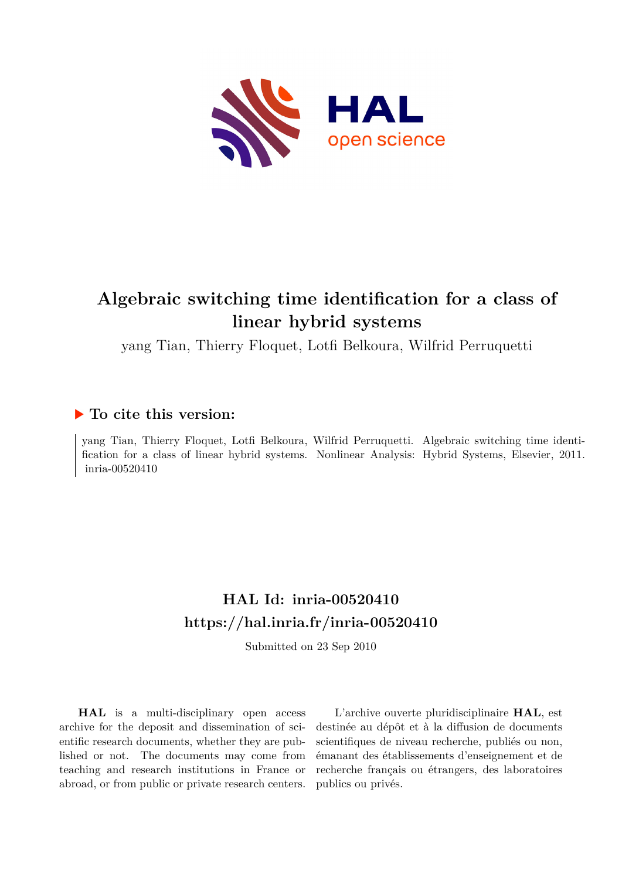# Algebraic switching time identification for a class of linear hybrid systems

yang Tian, Thierry Floquet, Lotfi Belkoura, Wilfrid Perruquetti

## ▶ To cite this version:

yang Tian, Thierry Floquet, Lotfi Belkoura, Wilfrid Perruquetti. Algebraic switching time identification for a class of linear hybrid systems. Nonlinear Analysis: Hybrid Systems, Elsevier, 2011. inria-00520410

## HAL Id: inria-00520410
## https://hal.inria.fr/inria-00520410

Submitted on 23 Sep 2010

**HAL** is a multi-disciplinary open access archive for the deposit and dissemination of scientific research documents, whether they are published or not. The documents may come from teaching and research institutions in France or abroad, or from public or private research centers.

L'archive ouverte pluridisciplinaire **HAL**, est destinée au dépôt et à la diffusion de documents scientifiques de niveau recherche, publiés ou non, émanant des établissements d'enseignement et de recherche français ou étrangers, des laboratoires publics ou privés.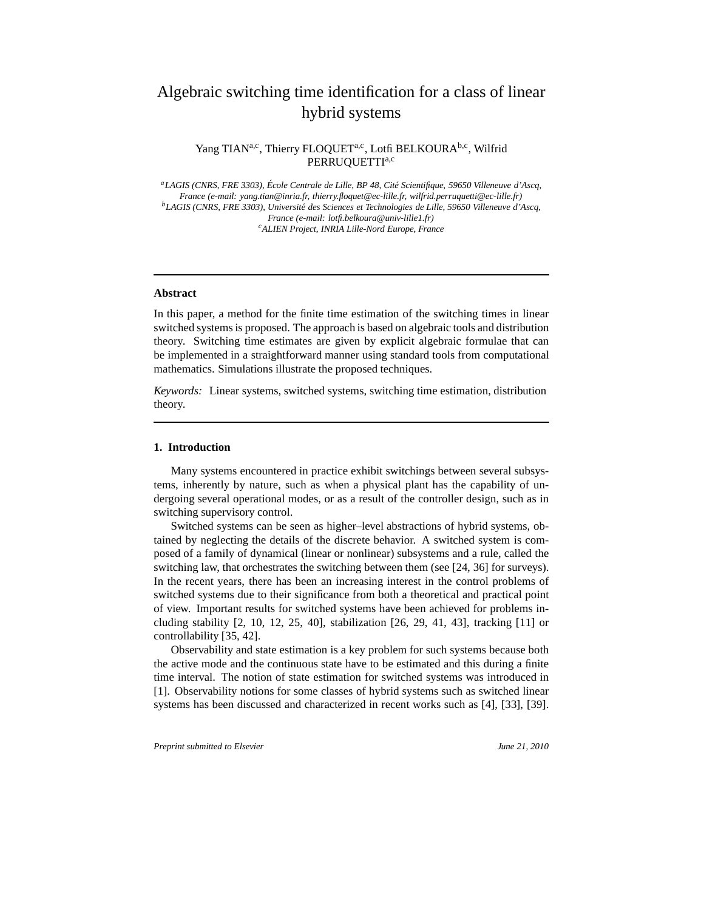# Algebraic switching time identification for a class of linear hybrid systems

Yang TIAN[a,c], Thierry FLOQUET[a,c], Lotfi BELKOURA[b,c], Wilfrid PERRUQUETTI[a,c]

[a] *LAGIS (CNRS, FRE 3303), École Centrale de Lille, BP 48, Cité Scientifique, 59650 Villeneuve d'Ascq, France (e-mail: yang.tian@inria.fr, thierry.floquet@ec-lille.fr, wilfrid.perruquetti@ec-lille.fr)*

[b] *LAGIS (CNRS, FRE 3303), Université des Sciences et Technologies de Lille, 59650 Villeneuve d'Ascq, France (e-mail: lotfi.belkoura@univ-lille1.fr)*

[c] *ALIEN Project, INRIA Lille-Nord Europe, France*

---

**Abstract**

In this paper, a method for the finite time estimation of the switching times in linear switched systems is proposed. The approach is based on algebraic tools and distribution theory. Switching time estimates are given by explicit algebraic formulae that can be implemented in a straightforward manner using standard tools from computational mathematics. Simulations illustrate the proposed techniques.

*Keywords:* Linear systems, switched systems, switching time estimation, distribution theory.

---

## 1. Introduction

Many systems encountered in practice exhibit switchings between several subsystems, inherently by nature, such as when a physical plant has the capability of undergoing several operational modes, or as a result of the controller design, such as in switching supervisory control.

Switched systems can be seen as higher–level abstractions of hybrid systems, obtained by neglecting the details of the discrete behavior. A switched system is composed of a family of dynamical (linear or nonlinear) subsystems and a rule, called the switching law, that orchestrates the switching between them (see [24, 36] for surveys). In the recent years, there has been an increasing interest in the control problems of switched systems due to their significance from both a theoretical and practical point of view. Important results for switched systems have been achieved for problems including stability [2, 10, 12, 25, 40], stabilization [26, 29, 41, 43], tracking [11] or controllability [35, 42].

Observability and state estimation is a key problem for such systems because both the active mode and the continuous state have to be estimated and this during a finite time interval. The notion of state estimation for switched systems was introduced in [1]. Observability notions for some classes of hybrid systems such as switched linear systems has been discussed and characterized in recent works such as [4], [33], [39].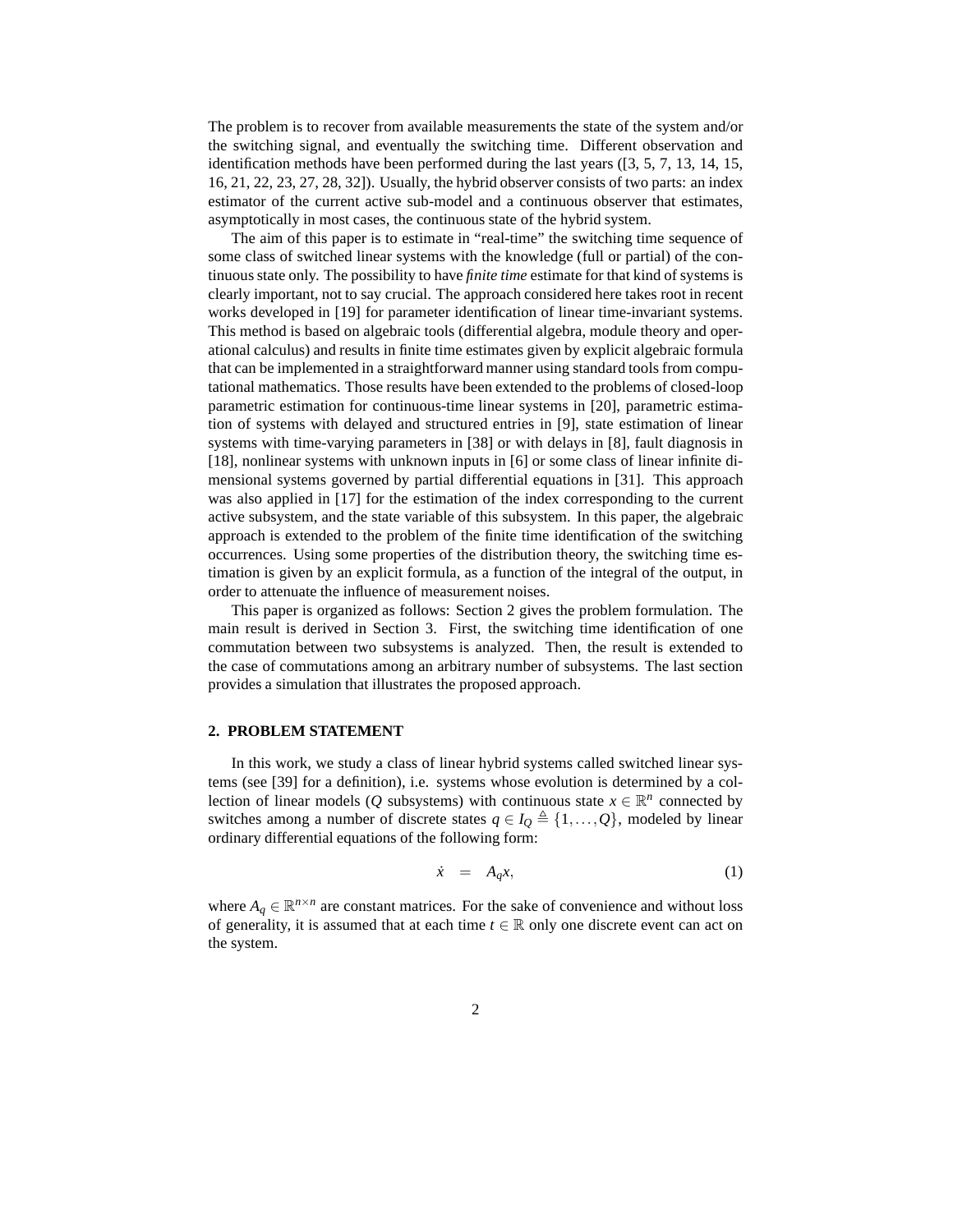The problem is to recover from available measurements the state of the system and/or the switching signal, and eventually the switching time. Different observation and identification methods have been performed during the last years ([3, 5, 7, 13, 14, 15, 16, 21, 22, 23, 27, 28, 32]). Usually, the hybrid observer consists of two parts: an index estimator of the current active sub-model and a continuous observer that estimates, asymptotically in most cases, the continuous state of the hybrid system.

The aim of this paper is to estimate in "real-time" the switching time sequence of some class of switched linear systems with the knowledge (full or partial) of the continuous state only. The possibility to have *finite time* estimate for that kind of systems is clearly important, not to say crucial. The approach considered here takes root in recent works developed in [19] for parameter identification of linear time-invariant systems. This method is based on algebraic tools (differential algebra, module theory and operational calculus) and results in finite time estimates given by explicit algebraic formula that can be implemented in a straightforward manner using standard tools from computational mathematics. Those results have been extended to the problems of closed-loop parametric estimation for continuous-time linear systems in [20], parametric estimation of systems with delayed and structured entries in [9], state estimation of linear systems with time-varying parameters in [38] or with delays in [8], fault diagnosis in [18], nonlinear systems with unknown inputs in [6] or some class of linear infinite dimensional systems governed by partial differential equations in [31]. This approach was also applied in [17] for the estimation of the index corresponding to the current active subsystem, and the state variable of this subsystem. In this paper, the algebraic approach is extended to the problem of the finite time identification of the switching occurrences. Using some properties of the distribution theory, the switching time estimation is given by an explicit formula, as a function of the integral of the output, in order to attenuate the influence of measurement noises.

This paper is organized as follows: Section 2 gives the problem formulation. The main result is derived in Section 3. First, the switching time identification of one commutation between two subsystems is analyzed. Then, the result is extended to the case of commutations among an arbitrary number of subsystems. The last section provides a simulation that illustrates the proposed approach.

## 2. PROBLEM STATEMENT

In this work, we study a class of linear hybrid systems called switched linear systems (see [39] for a definition), i.e. systems whose evolution is determined by a collection of linear models ($Q$ subsystems) with continuous state $x \in \mathbb{R}^n$ connected by switches among a number of discrete states $q \in I_Q \triangleq \{1, \ldots, Q\}$, modeled by linear ordinary differential equations of the following form:

$$\dot{x} = A_q x, \tag{1}$$

where $A_q \in \mathbb{R}^{n \times n}$ are constant matrices. For the sake of convenience and without loss of generality, it is assumed that at each time $t \in \mathbb{R}$ only one discrete event can act on the system.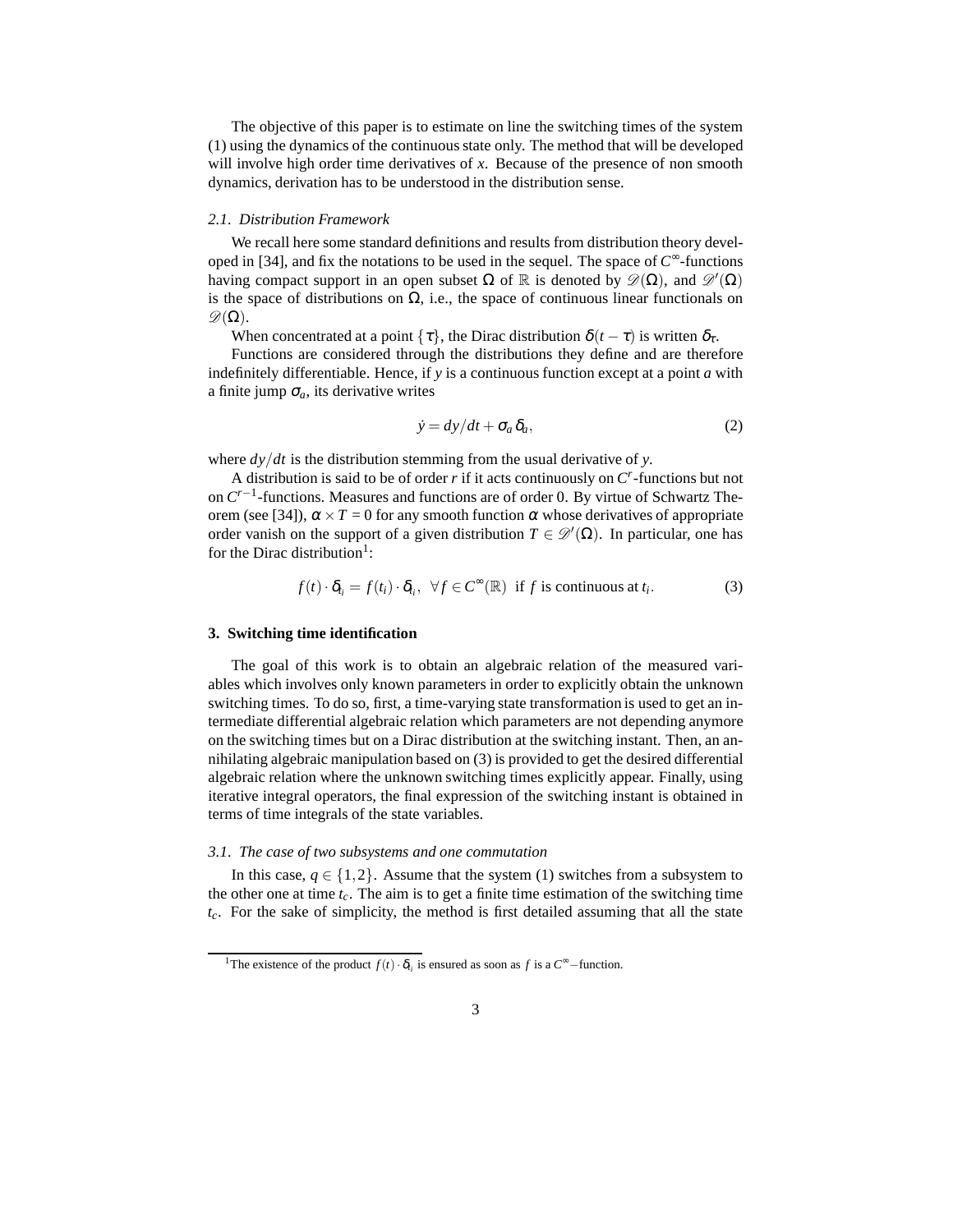The objective of this paper is to estimate on line the switching times of the system (1) using the dynamics of the continuous state only. The method that will be developed will involve high order time derivatives of $x$. Because of the presence of non smooth dynamics, derivation has to be understood in the distribution sense.

### 2.1. Distribution Framework

We recall here some standard definitions and results from distribution theory developed in [34], and fix the notations to be used in the sequel. The space of $C^{\infty}$-functions having compact support in an open subset $\Omega$ of $\mathbb{R}$ is denoted by $\mathscr{D}(\Omega)$, and $\mathscr{D}'(\Omega)$ is the space of distributions on $\Omega$, i.e., the space of continuous linear functionals on $\mathscr{D}(\Omega)$.

When concentrated at a point $\{\tau\}$, the Dirac distribution $\delta(t-\tau)$ is written $\delta_{\tau}$.

Functions are considered through the distributions they define and are therefore indefinitely differentiable. Hence, if $y$ is a continuous function except at a point $a$ with a finite jump $\sigma_a$, its derivative writes

$$\dot{y} = dy/dt + \sigma_a \delta_a, \tag{2}$$

where $dy/dt$ is the distribution stemming from the usual derivative of $y$.

A distribution is said to be of order $r$ if it acts continuously on $C^r$-functions but not on $C^{r-1}$-functions. Measures and functions are of order 0. By virtue of Schwartz Theorem (see [34]), $\alpha \times T = 0$ for any smooth function $\alpha$ whose derivatives of appropriate order vanish on the support of a given distribution $T \in \mathscr{D}'(\Omega)$. In particular, one has for the Dirac distribution[1]:

$$f(t) \cdot \delta_{t_i} = f(t_i) \cdot \delta_{t_i}, \;\; \forall f \in C^{\infty}(\mathbb{R}) \;\text{ if } f \text{ is continuous at } t_i. \tag{3}$$

## 3. Switching time identification

The goal of this work is to obtain an algebraic relation of the measured variables which involves only known parameters in order to explicitly obtain the unknown switching times. To do so, first, a time-varying state transformation is used to get an intermediate differential algebraic relation which parameters are not depending anymore on the switching times but on a Dirac distribution at the switching instant. Then, an annihilating algebraic manipulation based on (3) is provided to get the desired differential algebraic relation where the unknown switching times explicitly appear. Finally, using iterative integral operators, the final expression of the switching instant is obtained in terms of time integrals of the state variables.

### 3.1. The case of two subsystems and one commutation

In this case, $q \in \{1,2\}$. Assume that the system (1) switches from a subsystem to the other one at time $t_c$. The aim is to get a finite time estimation of the switching time $t_c$. For the sake of simplicity, the method is first detailed assuming that all the state

[1] The existence of the product $f(t) \cdot \delta_{t_i}$ is ensured as soon as $f$ is a $C^{\infty}-$function.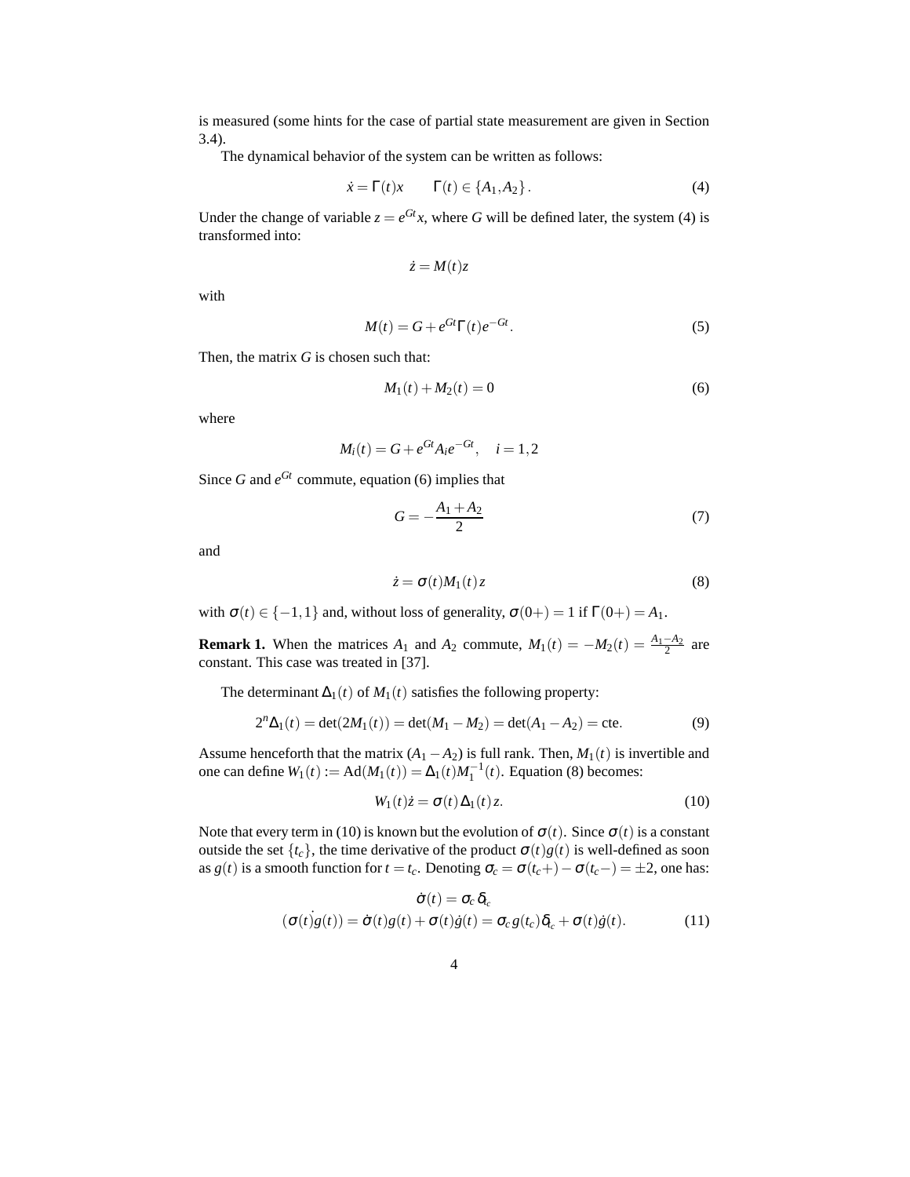is measured (some hints for the case of partial state measurement are given in Section 3.4).

The dynamical behavior of the system can be written as follows:

$$\dot{x} = \Gamma(t)x \qquad \Gamma(t) \in \{A_1, A_2\}. \tag{4}$$

Under the change of variable $z = e^{Gt}x$, where $G$ will be defined later, the system (4) is transformed into:

$$\dot{z} = M(t)z$$

with

$$M(t) = G + e^{Gt}\Gamma(t)e^{-Gt}. \tag{5}$$

Then, the matrix $G$ is chosen such that:

$$M_1(t) + M_2(t) = 0 \tag{6}$$

where

$$M_i(t) = G + e^{Gt}A_i e^{-Gt}, \quad i = 1,2$$

Since $G$ and $e^{Gt}$ commute, equation (6) implies that

$$G = -\frac{A_1 + A_2}{2} \tag{7}$$

and

$$\dot{z} = \sigma(t)M_1(t)z \tag{8}$$

with $\sigma(t) \in \{-1, 1\}$ and, without loss of generality, $\sigma(0+) = 1$ if $\Gamma(0+) = A_1$.

**Remark 1.** When the matrices $A_1$ and $A_2$ commute, $M_1(t) = -M_2(t) = \frac{A_1 - A_2}{2}$ are constant. This case was treated in [37].

The determinant $\Delta_1(t)$ of $M_1(t)$ satisfies the following property:

$$2^n \Delta_1(t) = \det(2M_1(t)) = \det(M_1 - M_2) = \det(A_1 - A_2) = \text{cte}. \tag{9}$$

Assume henceforth that the matrix $(A_1 - A_2)$ is full rank. Then, $M_1(t)$ is invertible and one can define $W_1(t) := \mathrm{Ad}(M_1(t)) = \Delta_1(t)M_1^{-1}(t)$. Equation (8) becomes:

$$W_1(t)\dot{z} = \sigma(t)\Delta_1(t)z. \tag{10}$$

Note that every term in (10) is known but the evolution of $\sigma(t)$. Since $\sigma(t)$ is a constant outside the set $\{t_c\}$, the time derivative of the product $\sigma(t)g(t)$ is well-defined as soon as $g(t)$ is a smooth function for $t = t_c$. Denoting $\sigma_c = \sigma(t_c+) - \sigma(t_c-) = \pm 2$, one has:

$$\begin{aligned} \dot{\sigma}(t) &= \sigma_c \delta_{t_c} \\ (\sigma(t)\dot{g}(t)) = \dot{\sigma}(t)g(t) + \sigma(t)\dot{g}(t) &= \sigma_c g(t_c)\delta_{t_c} + \sigma(t)\dot{g}(t). \end{aligned} \tag{11}$$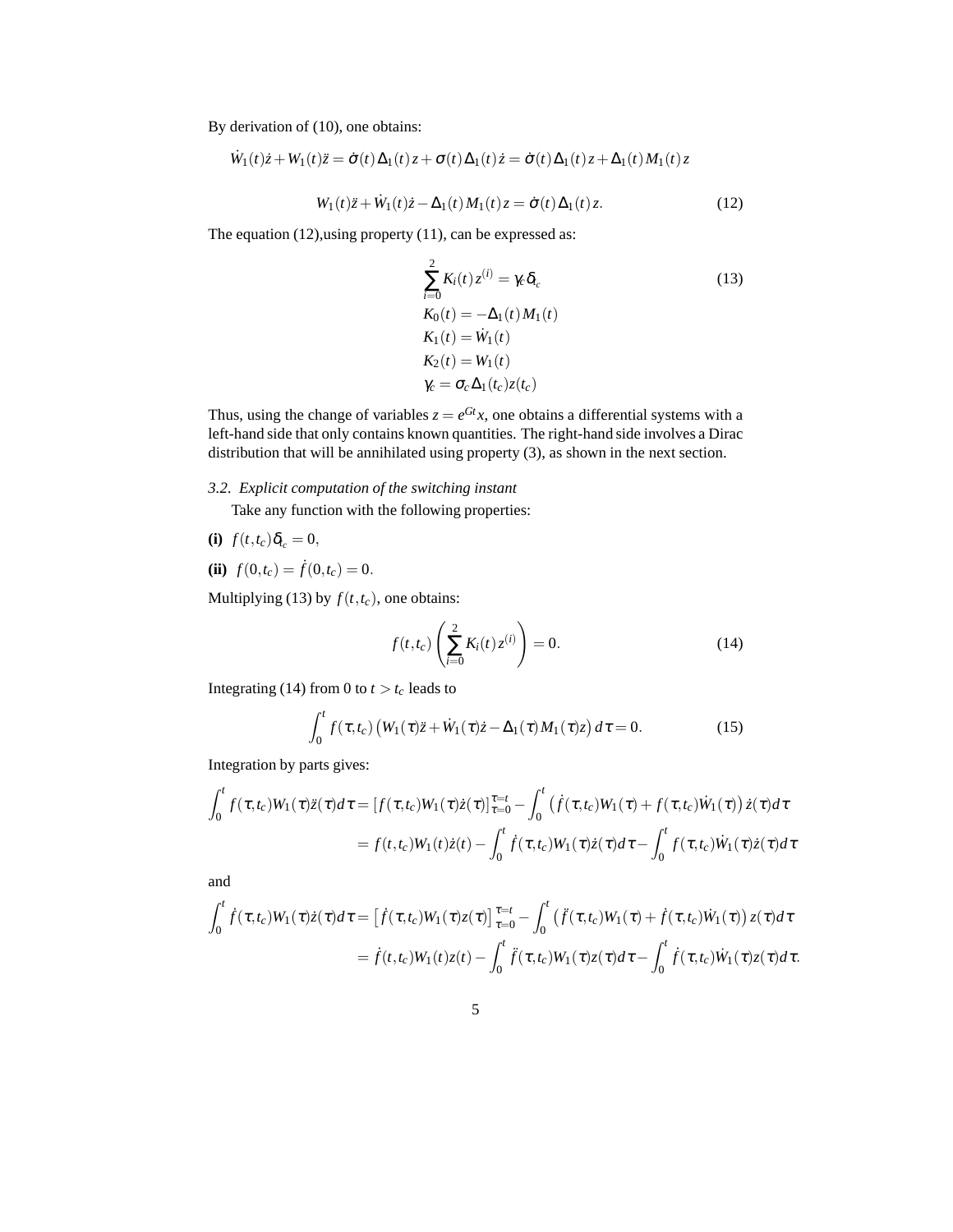By derivation of (10), one obtains:

$$\dot{W}_1(t)\dot{z} + W_1(t)\ddot{z} = \dot{\sigma}(t)\Delta_1(t)z + \sigma(t)\Delta_1(t)\dot{z} = \dot{\sigma}(t)\Delta_1(t)z + \Delta_1(t)M_1(t)z$$

$$W_1(t)\ddot{z} + \dot{W}_1(t)\dot{z} - \Delta_1(t)M_1(t)z = \dot{\sigma}(t)\Delta_1(t)z. \tag{12}$$

The equation (12),using property (11), can be expressed as:

$$\begin{aligned}
&\sum_{i=0}^{2} K_i(t)z^{(i)} = \gamma_c\delta_c \\
&K_0(t) = -\Delta_1(t)M_1(t) \\
&K_1(t) = \dot{W}_1(t) \\
&K_2(t) = W_1(t) \\
&\gamma_c = \sigma_c\Delta_1(t_c)z(t_c)
\end{aligned} \tag{13}$$

Thus, using the change of variables $z = e^{Gt}x$, one obtains a differential systems with a left-hand side that only contains known quantities. The right-hand side involves a Dirac distribution that will be annihilated using property (3), as shown in the next section.

### 3.2. Explicit computation of the switching instant

Take any function with the following properties:

**(i)** $f(t,t_c)\delta_{t_c} = 0$,

**(ii)** $f(0,t_c) = \dot{f}(0,t_c) = 0$.

Multiplying (13) by $f(t,t_c)$, one obtains:

$$f(t,t_c)\left(\sum_{i=0}^{2} K_i(t)z^{(i)}\right) = 0. \tag{14}$$

Integrating (14) from 0 to $t > t_c$ leads to

$$\int_0^t f(\tau,t_c)\left(W_1(\tau)\ddot{z} + \dot{W}_1(\tau)\dot{z} - \Delta_1(\tau)M_1(\tau)z\right)d\tau = 0. \tag{15}$$

Integration by parts gives:

$$\begin{aligned}
\int_0^t f(\tau,t_c)W_1(\tau)\ddot{z}(\tau)d\tau &= \left[f(\tau,t_c)W_1(\tau)\dot{z}(\tau)\right]_{\tau=0}^{\tau=t} - \int_0^t \left(\dot{f}(\tau,t_c)W_1(\tau) + f(\tau,t_c)\dot{W}_1(\tau)\right)\dot{z}(\tau)d\tau \\
&= f(t,t_c)W_1(t)\dot{z}(t) - \int_0^t \dot{f}(\tau,t_c)W_1(\tau)\dot{z}(\tau)d\tau - \int_0^t f(\tau,t_c)\dot{W}_1(\tau)\dot{z}(\tau)d\tau
\end{aligned}$$

and

$$\begin{aligned}
\int_0^t \dot{f}(\tau,t_c)W_1(\tau)\dot{z}(\tau)d\tau &= \left[\dot{f}(\tau,t_c)W_1(\tau)z(\tau)\right]_{\tau=0}^{\tau=t} - \int_0^t \left(\ddot{f}(\tau,t_c)W_1(\tau) + \dot{f}(\tau,t_c)\dot{W}_1(\tau)\right)z(\tau)d\tau \\
&= \dot{f}(t,t_c)W_1(t)z(t) - \int_0^t \ddot{f}(\tau,t_c)W_1(\tau)z(\tau)d\tau - \int_0^t \dot{f}(\tau,t_c)\dot{W}_1(\tau)z(\tau)d\tau.
\end{aligned}$$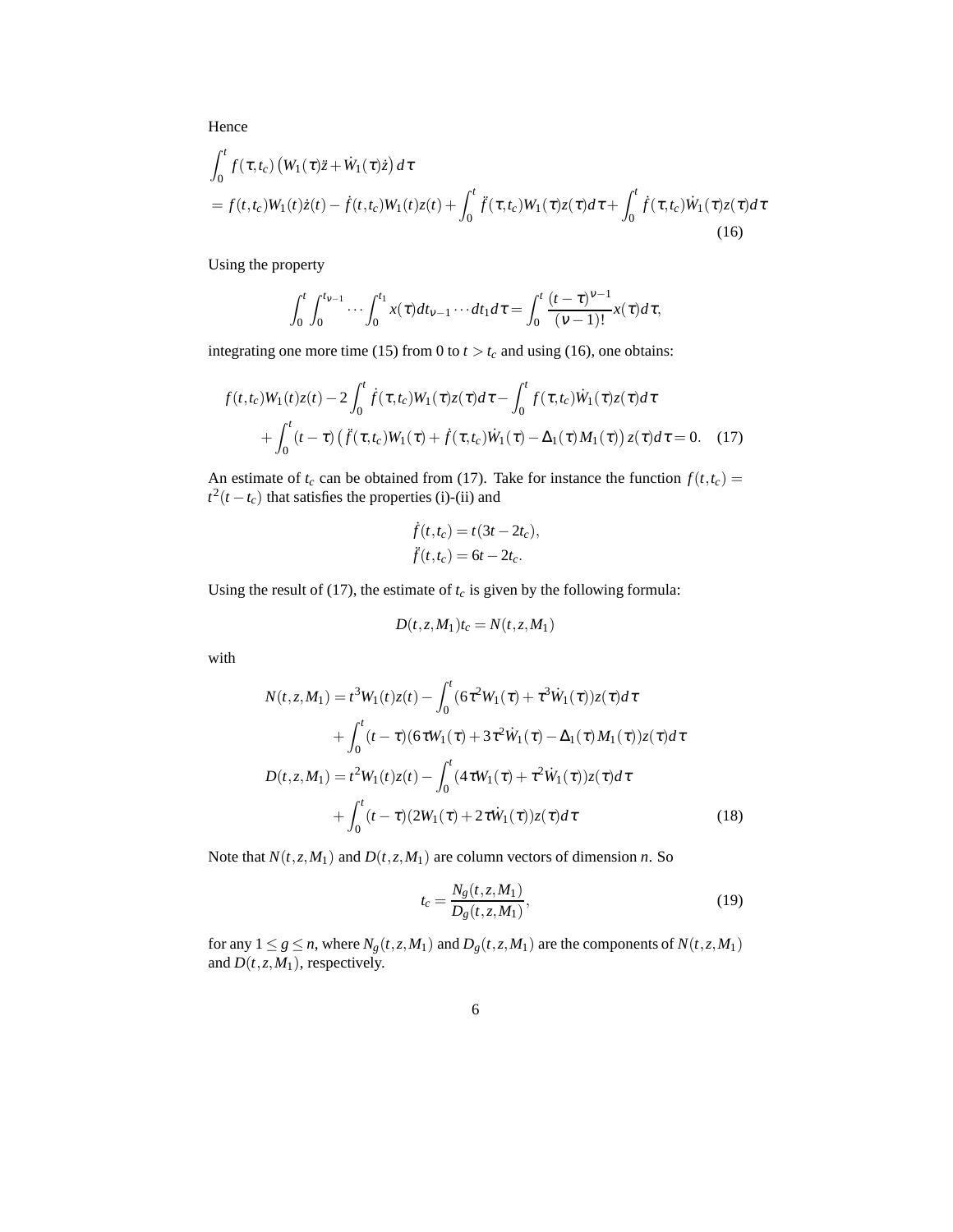Hence

$$
\begin{aligned}
&\int_0^t f(\tau,t_c)\left(W_1(\tau)\ddot{z}+\dot{W}_1(\tau)\dot{z}\right)d\tau \\
&= f(t,t_c)W_1(t)\dot{z}(t) - \dot{f}(t,t_c)W_1(t)z(t) + \int_0^t \ddot{f}(\tau,t_c)W_1(\tau)z(\tau)d\tau + \int_0^t \dot{f}(\tau,t_c)\dot{W}_1(\tau)z(\tau)d\tau
\end{aligned}
\tag{16}
$$

Using the property

$$
\int_0^t \int_0^{t_{\nu-1}} \cdots \int_0^{t_1} x(\tau)dt_{\nu-1}\cdots dt_1 d\tau = \int_0^t \frac{(t-\tau)^{\nu-1}}{(\nu-1)!}x(\tau)d\tau,
$$

integrating one more time (15) from 0 to $t > t_c$ and using (16), one obtains:

$$
\begin{aligned}
&f(t,t_c)W_1(t)z(t) - 2\int_0^t \dot{f}(\tau,t_c)W_1(\tau)z(\tau)d\tau - \int_0^t f(\tau,t_c)\dot{W}_1(\tau)z(\tau)d\tau \\
&\quad + \int_0^t (t-\tau)\left(\ddot{f}(\tau,t_c)W_1(\tau) + \dot{f}(\tau,t_c)\dot{W}_1(\tau) - \Delta_1(\tau)M_1(\tau)\right)z(\tau)d\tau = 0.
\end{aligned}
\tag{17}
$$

An estimate of $t_c$ can be obtained from (17). Take for instance the function $f(t,t_c) = t^2(t-t_c)$ that satisfies the properties (i)-(ii) and

$$
\begin{aligned}
\dot{f}(t,t_c) &= t(3t-2t_c), \\
\ddot{f}(t,t_c) &= 6t-2t_c.
\end{aligned}
$$

Using the result of (17), the estimate of $t_c$ is given by the following formula:

$$
D(t,z,M_1)t_c = N(t,z,M_1)
$$

with

$$
\begin{aligned}
N(t,z,M_1) &= t^3W_1(t)z(t) - \int_0^t (6\tau^2W_1(\tau) + \tau^3\dot{W}_1(\tau))z(\tau)d\tau \\
&\quad + \int_0^t (t-\tau)(6\tau W_1(\tau) + 3\tau^2\dot{W}_1(\tau) - \Delta_1(\tau)M_1(\tau))z(\tau)d\tau \\
D(t,z,M_1) &= t^2W_1(t)z(t) - \int_0^t (4\tau W_1(\tau) + \tau^2\dot{W}_1(\tau))z(\tau)d\tau \\
&\quad + \int_0^t (t-\tau)(2W_1(\tau) + 2\tau\dot{W}_1(\tau))z(\tau)d\tau
\end{aligned}
\tag{18}
$$

Note that $N(t,z,M_1)$ and $D(t,z,M_1)$ are column vectors of dimension $n$. So

$$
t_c = \frac{N_g(t,z,M_1)}{D_g(t,z,M_1)},
\tag{19}
$$

for any $1 \le g \le n$, where $N_g(t,z,M_1)$ and $D_g(t,z,M_1)$ are the components of $N(t,z,M_1)$ and $D(t,z,M_1)$, respectively.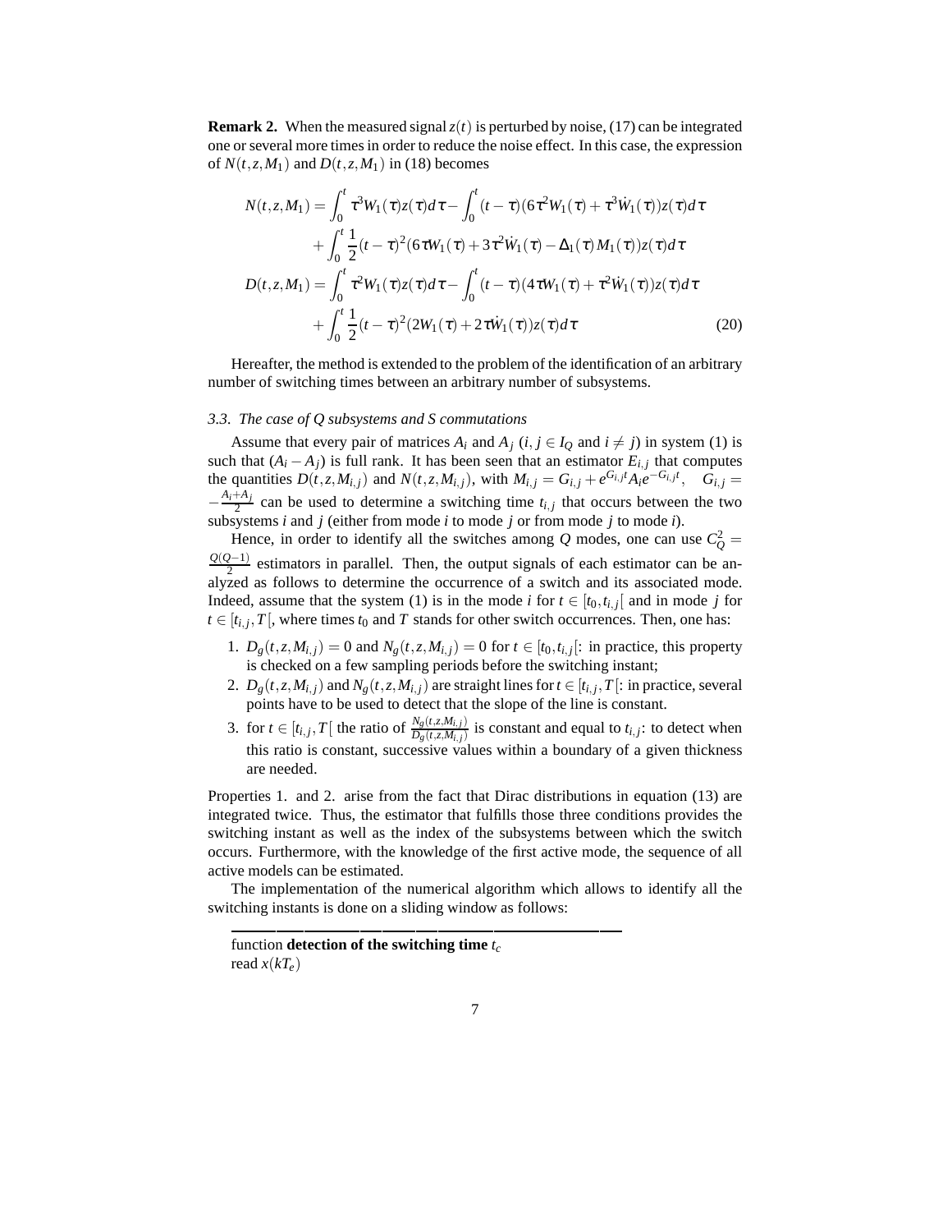**Remark 2.** When the measured signal $z(t)$ is perturbed by noise, (17) can be integrated one or several more times in order to reduce the noise effect. In this case, the expression of $N(t,z,M_1)$ and $D(t,z,M_1)$ in (18) becomes

$$
\begin{aligned}
N(t,z,M_1) &= \int_0^t \tau^3 W_1(\tau) z(\tau) d\tau - \int_0^t (t-\tau)(6\tau^2 W_1(\tau) + \tau^3 \dot{W}_1(\tau)) z(\tau) d\tau \\
&\quad + \int_0^t \frac{1}{2}(t-\tau)^2 (6\tau W_1(\tau) + 3\tau^2 \dot{W}_1(\tau) - \Delta_1(\tau) M_1(\tau)) z(\tau) d\tau \\
D(t,z,M_1) &= \int_0^t \tau^2 W_1(\tau) z(\tau) d\tau - \int_0^t (t-\tau)(4\tau W_1(\tau) + \tau^2 \dot{W}_1(\tau)) z(\tau) d\tau \\
&\quad + \int_0^t \frac{1}{2}(t-\tau)^2 (2W_1(\tau) + 2\tau \dot{W}_1(\tau)) z(\tau) d\tau
\end{aligned} \tag{20}
$$

Hereafter, the method is extended to the problem of the identification of an arbitrary number of switching times between an arbitrary number of subsystems.

### *3.3. The case of Q subsystems and S commutations*

Assume that every pair of matrices $A_i$ and $A_j$ ($i, j \in I_Q$ and $i \neq j$) in system (1) is such that $(A_i - A_j)$ is full rank. It has been seen that an estimator $E_{i,j}$ that computes the quantities $D(t,z,M_{i,j})$ and $N(t,z,M_{i,j})$, with $M_{i,j} = G_{i,j} + e^{G_{i,j}t} A_i e^{-G_{i,j}t}$, $\quad G_{i,j} = -\frac{A_i + A_j}{2}$ can be used to determine a switching time $t_{i,j}$ that occurs between the two subsystems $i$ and $j$ (either from mode $i$ to mode $j$ or from mode $j$ to mode $i$).

Hence, in order to identify all the switches among $Q$ modes, one can use $C_Q^2 = \frac{Q(Q-1)}{2}$ estimators in parallel. Then, the output signals of each estimator can be analyzed as follows to determine the occurrence of a switch and its associated mode. Indeed, assume that the system (1) is in the mode $i$ for $t \in [t_0, t_{i,j}[$ and in mode $j$ for $t \in [t_{i,j}, T[$, where times $t_0$ and $T$ stands for other switch occurrences. Then, one has:

1. $D_g(t,z,M_{i,j}) = 0$ and $N_g(t,z,M_{i,j}) = 0$ for $t \in [t_0, t_{i,j}[$: in practice, this property is checked on a few sampling periods before the switching instant;
2. $D_g(t,z,M_{i,j})$ and $N_g(t,z,M_{i,j})$ are straight lines for $t \in [t_{i,j}, T[$: in practice, several points have to be used to detect that the slope of the line is constant.
3. for $t \in [t_{i,j}, T[$ the ratio of $\frac{N_g(t,z,M_{i,j})}{D_g(t,z,M_{i,j})}$ is constant and equal to $t_{i,j}$: to detect when this ratio is constant, successive values within a boundary of a given thickness are needed.

Properties 1. and 2. arise from the fact that Dirac distributions in equation (13) are integrated twice. Thus, the estimator that fulfills those three conditions provides the switching instant as well as the index of the subsystems between which the switch occurs. Furthermore, with the knowledge of the first active mode, the sequence of all active models can be estimated.

The implementation of the numerical algorithm which allows to identify all the switching instants is done on a sliding window as follows:

---

function **detection of the switching time** $t_c$
read $x(kT_e)$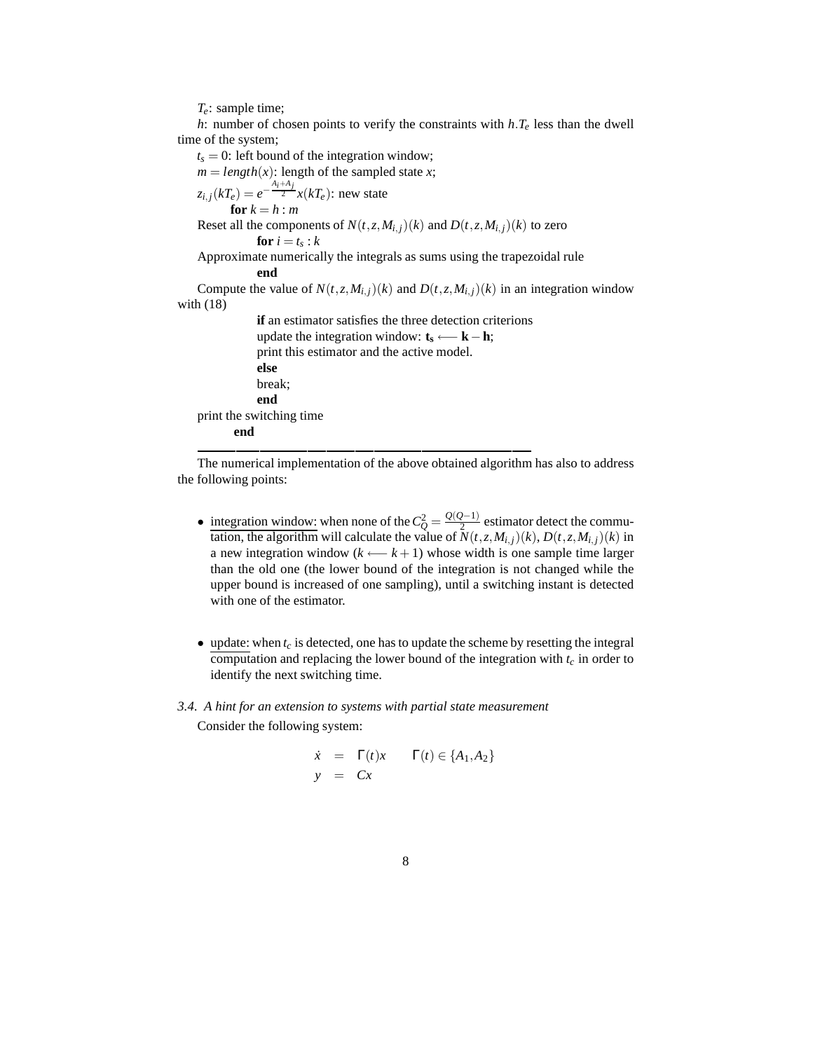$T_e$: sample time;

$h$: number of chosen points to verify the constraints with $h.T_e$ less than the dwell time of the system;

$t_s = 0$: left bound of the integration window;

$m = length(x)$: length of the sampled state $x$;

$z_{i,j}(kT_e) = e^{-\frac{A_i+A_j}{2}}x(kT_e)$: new state

**for** $k = h : m$

Reset all the components of $N(t,z,M_{i,j})(k)$ and $D(t,z,M_{i,j})(k)$ to zero

**for** $i = t_s : k$

Approximate numerically the integrals as sums using the trapezoidal rule

**end**

Compute the value of $N(t,z,M_{i,j})(k)$ and $D(t,z,M_{i,j})(k)$ in an integration window with (18)

**if** an estimator satisfies the three detection criterions

update the integration window: $\mathbf{t_s} \longleftarrow \mathbf{k} - \mathbf{h}$;

print this estimator and the active model.

**else**

break;

**end**

print the switching time

**end**

---

The numerical implementation of the above obtained algorithm has also to address the following points:

- integration window: when none of the $C_Q^2 = \frac{Q(Q-1)}{2}$ estimator detect the commutation, the algorithm will calculate the value of $N(t,z,M_{i,j})(k)$, $D(t,z,M_{i,j})(k)$ in a new integration window ($k \longleftarrow k+1$) whose width is one sample time larger than the old one (the lower bound of the integration is not changed while the upper bound is increased of one sampling), until a switching instant is detected with one of the estimator.

- update: when $t_c$ is detected, one has to update the scheme by resetting the integral computation and replacing the lower bound of the integration with $t_c$ in order to identify the next switching time.

### *3.4. A hint for an extension to systems with partial state measurement*

Consider the following system:

$$
\begin{aligned}
\dot{x} &= \Gamma(t)x \qquad \Gamma(t) \in \{A_1, A_2\} \\
y &= Cx
\end{aligned}
$$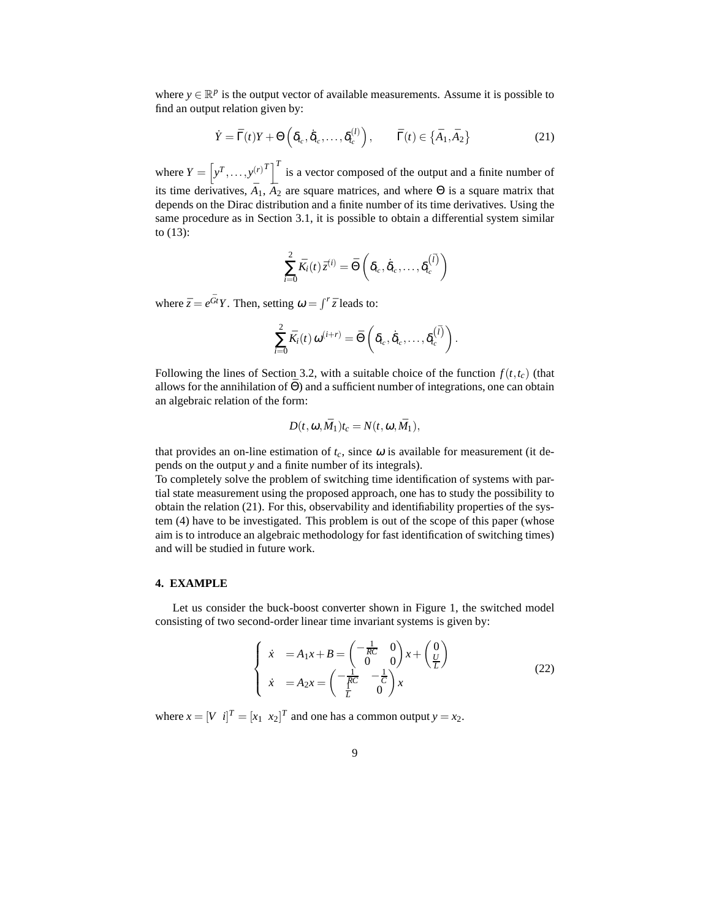where $y \in \mathbb{R}^p$ is the output vector of available measurements. Assume it is possible to find an output relation given by:

$$\dot{Y} = \bar{\Gamma}(t)Y + \Theta\left(\delta_{t_c}, \dot{\delta}_{t_c}, \ldots, \delta_{t_c}^{(l)}\right), \qquad \bar{\Gamma}(t) \in \left\{\bar{A}_1, \bar{A}_2\right\} \tag{21}$$

where $Y = \left[y^T, \ldots, y^{(r)^T}\right]^T$ is a vector composed of the output and a finite number of its time derivatives, $\bar{A}_1$, $\bar{A}_2$ are square matrices, and where $\Theta$ is a square matrix that depends on the Dirac distribution and a finite number of its time derivatives. Using the same procedure as in Section 3.1, it is possible to obtain a differential system similar to (13):

$$\sum_{i=0}^{2} \bar{K}_i(t)\,\bar{z}^{(i)} = \bar{\Theta}\left(\delta_{t_c}, \dot{\delta}_{t_c}, \ldots, \delta_{t_c}^{(\bar{l})}\right)$$

where $\bar{z} = e^{\bar{G}t}Y$. Then, setting $\omega = \int^r \bar{z}$ leads to:

$$\sum_{i=0}^{2} \bar{K}_i(t)\,\omega^{(i+r)} = \bar{\Theta}\left(\delta_{t_c}, \dot{\delta}_{t_c}, \ldots, \delta_{t_c}^{(\bar{l})}\right).$$

Following the lines of Section 3.2, with a suitable choice of the function $f(t,t_c)$ (that allows for the annihilation of $\bar{\Theta}$) and a sufficient number of integrations, one can obtain an algebraic relation of the form:

$$D(t,\omega,\bar{M}_1)t_c = N(t,\omega,\bar{M}_1),$$

that provides an on-line estimation of $t_c$, since $\omega$ is available for measurement (it depends on the output $y$ and a finite number of its integrals).

To completely solve the problem of switching time identification of systems with partial state measurement using the proposed approach, one has to study the possibility to obtain the relation (21). For this, observability and identifiability properties of the system (4) have to be investigated. This problem is out of the scope of this paper (whose aim is to introduce an algebraic methodology for fast identification of switching times) and will be studied in future work.

## 4. EXAMPLE

Let us consider the buck-boost converter shown in Figure 1, the switched model consisting of two second-order linear time invariant systems is given by:

$$\left\{ \begin{array}{ll} \dot{x} & = A_1 x + B = \begin{pmatrix} -\frac{1}{RC} & 0 \\ 0 & 0 \end{pmatrix} x + \begin{pmatrix} 0 \\ \frac{U}{L} \end{pmatrix} \\ \dot{x} & = A_2 x = \begin{pmatrix} -\frac{1}{RC} & -\frac{1}{C} \\ \frac{1}{L} & 0 \end{pmatrix} x \end{array} \right. \tag{22}$$

where $x = [V \;\; i]^T = [x_1 \;\; x_2]^T$ and one has a common output $y = x_2$.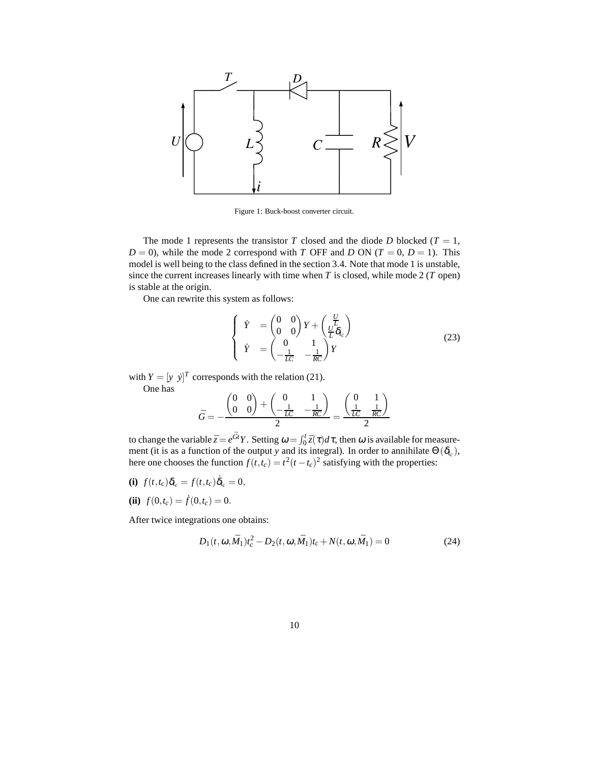Figure 1: Buck-boost converter circuit.

The mode 1 represents the transistor $T$ closed and the diode $D$ blocked ($T = 1$, $D = 0$), while the mode 2 correspond with $T$ OFF and $D$ ON ($T = 0$, $D = 1$). This model is well being to the class defined in the section 3.4. Note that mode 1 is unstable, since the current increases linearly with time when $T$ is closed, while mode 2 ($T$ open) is stable at the origin.

One can rewrite this system as follows:

$$
\left\{
\begin{array}{ll}
\dot{Y} & = \begin{pmatrix} 0 & 0 \\ 0 & 0 \end{pmatrix} Y + \begin{pmatrix} \frac{U}{L} \\ \frac{U}{L}\delta_{t_c} \end{pmatrix} \\
\dot{Y} & = \begin{pmatrix} 0 & 1 \\ -\frac{1}{LC} & -\frac{1}{RC} \end{pmatrix} Y
\end{array}
\right.
\tag{23}
$$

with $Y = [y \;\; \dot{y}]^T$ corresponds with the relation (21).

One has

$$
\bar{G} = -\frac{\begin{pmatrix} 0 & 0 \\ 0 & 0 \end{pmatrix} + \begin{pmatrix} 0 & 1 \\ -\frac{1}{LC} & -\frac{1}{RC} \end{pmatrix}}{2} = \frac{\begin{pmatrix} 0 & 1 \\ \frac{1}{LC} & \frac{1}{RC} \end{pmatrix}}{2}
$$

to change the variable $\bar{z} = e^{\bar{G}t}Y$. Setting $\omega = \int_0^t \bar{z}(\tau)d\tau$, then $\omega$ is available for measurement (it is as a function of the output $y$ and its integral). In order to annihilate $\Theta(\delta_{t_c})$, here one chooses the function $f(t,t_c) = t^2(t-t_c)^2$ satisfying with the properties:

**(i)** $f(t,t_c)\delta_{t_c} = f(t,t_c)\dot{\delta}_{t_c} = 0$,

**(ii)** $f(0,t_c) = \dot{f}(0,t_c) = 0$.

After twice integrations one obtains:

$$
D_1(t,\omega,\bar{M}_1)t_c^2 - D_2(t,\omega,\bar{M}_1)t_c + N(t,\omega,\bar{M}_1) = 0 \tag{24}
$$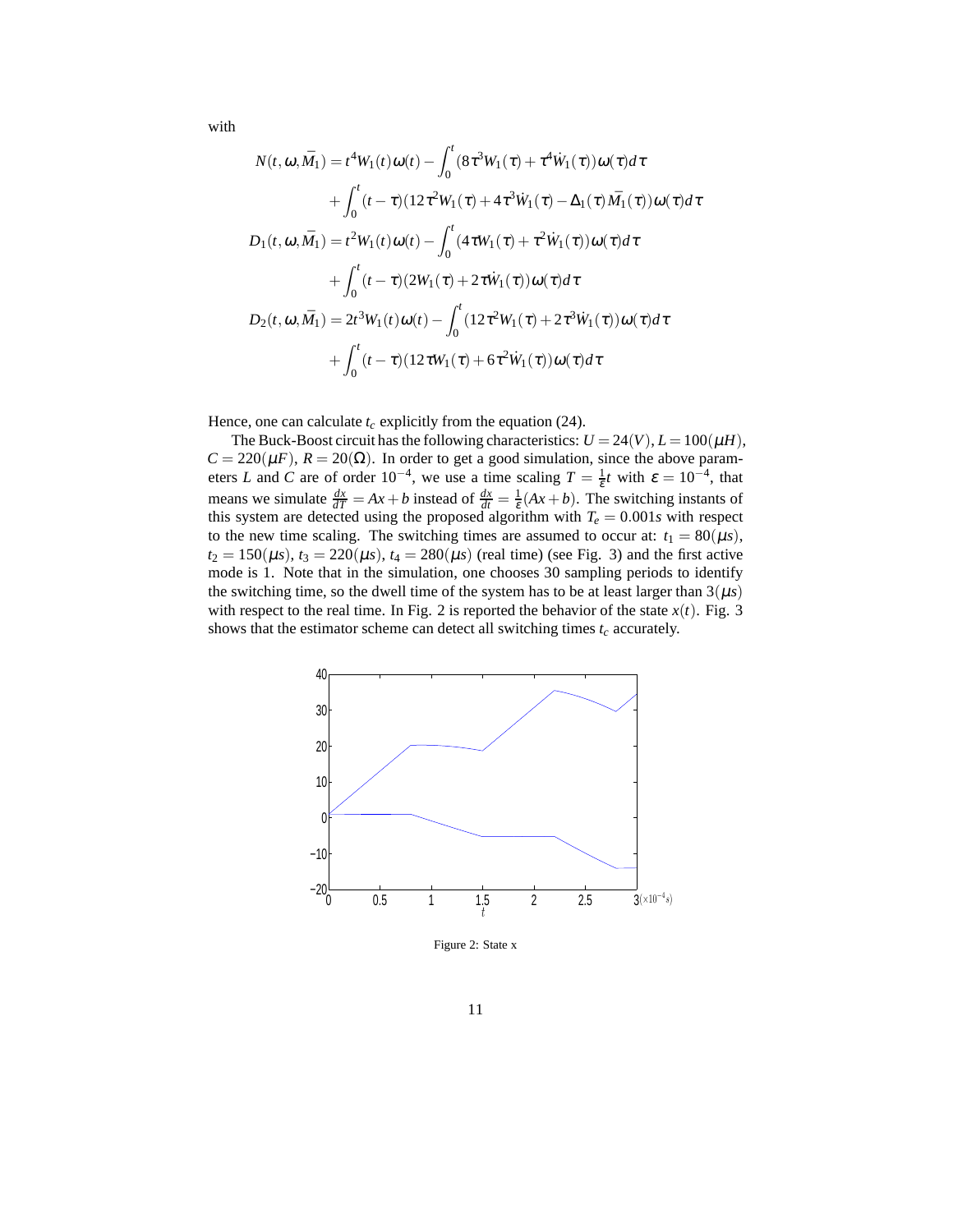with

$$
\begin{aligned}
N(t,\omega,\bar{M}_1) &= t^4 W_1(t)\omega(t) - \int_0^t (8\tau^3 W_1(\tau) + \tau^4 \dot{W}_1(\tau))\omega(\tau)d\tau \\
&\quad + \int_0^t (t-\tau)(12\tau^2 W_1(\tau) + 4\tau^3 \dot{W}_1(\tau) - \Delta_1(\tau)\bar{M}_1(\tau))\omega(\tau)d\tau \\
D_1(t,\omega,\bar{M}_1) &= t^2 W_1(t)\omega(t) - \int_0^t (4\tau W_1(\tau) + \tau^2 \dot{W}_1(\tau))\omega(\tau)d\tau \\
&\quad + \int_0^t (t-\tau)(2W_1(\tau) + 2\tau \dot{W}_1(\tau))\omega(\tau)d\tau \\
D_2(t,\omega,\bar{M}_1) &= 2t^3 W_1(t)\omega(t) - \int_0^t (12\tau^2 W_1(\tau) + 2\tau^3 \dot{W}_1(\tau))\omega(\tau)d\tau \\
&\quad + \int_0^t (t-\tau)(12\tau W_1(\tau) + 6\tau^2 \dot{W}_1(\tau))\omega(\tau)d\tau
\end{aligned}
$$

Hence, one can calculate $t_c$ explicitly from the equation (24).

The Buck-Boost circuit has the following characteristics: $U = 24(V)$, $L = 100(\mu H)$, $C = 220(\mu F)$, $R = 20(\Omega)$. In order to get a good simulation, since the above parameters $L$ and $C$ are of order $10^{-4}$, we use a time scaling $T = \frac{1}{\varepsilon}t$ with $\varepsilon = 10^{-4}$, that means we simulate $\frac{dx}{dT} = Ax + b$ instead of $\frac{dx}{dt} = \frac{1}{\varepsilon}(Ax + b)$. The switching instants of this system are detected using the proposed algorithm with $T_e = 0.001s$ with respect to the new time scaling. The switching times are assumed to occur at: $t_1 = 80(\mu s)$, $t_2 = 150(\mu s)$, $t_3 = 220(\mu s)$, $t_4 = 280(\mu s)$ (real time) (see Fig. 3) and the first active mode is 1. Note that in the simulation, one chooses 30 sampling periods to identify the switching time, so the dwell time of the system has to be at least larger than $3(\mu s)$ with respect to the real time. In Fig. 2 is reported the behavior of the state $x(t)$. Fig. 3 shows that the estimator scheme can detect all switching times $t_c$ accurately.

Figure 2: State x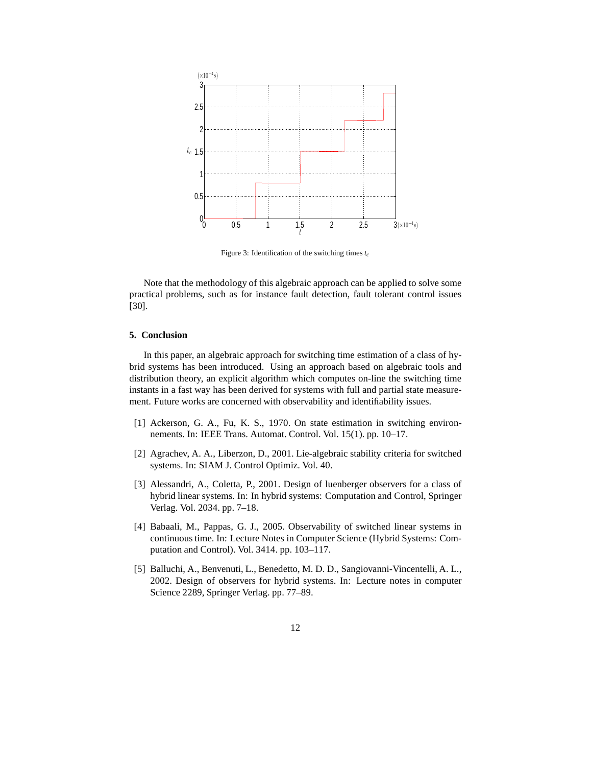Figure 3: Identification of the switching times $t_c$

Note that the methodology of this algebraic approach can be applied to solve some practical problems, such as for instance fault detection, fault tolerant control issues [30].

## 5. Conclusion

In this paper, an algebraic approach for switching time estimation of a class of hybrid systems has been introduced. Using an approach based on algebraic tools and distribution theory, an explicit algorithm which computes on-line the switching time instants in a fast way has been derived for systems with full and partial state measurement. Future works are concerned with observability and identifiability issues.

[1] Ackerson, G. A., Fu, K. S., 1970. On state estimation in switching environnements. In: IEEE Trans. Automat. Control. Vol. 15(1). pp. 10–17.

[2] Agrachev, A. A., Liberzon, D., 2001. Lie-algebraic stability criteria for switched systems. In: SIAM J. Control Optimiz. Vol. 40.

[3] Alessandri, A., Coletta, P., 2001. Design of luenberger observers for a class of hybrid linear systems. In: In hybrid systems: Computation and Control, Springer Verlag. Vol. 2034. pp. 7–18.

[4] Babaali, M., Pappas, G. J., 2005. Observability of switched linear systems in continuous time. In: Lecture Notes in Computer Science (Hybrid Systems: Computation and Control). Vol. 3414. pp. 103–117.

[5] Balluchi, A., Benvenuti, L., Benedetto, M. D. D., Sangiovanni-Vincentelli, A. L., 2002. Design of observers for hybrid systems. In: Lecture notes in computer Science 2289, Springer Verlag. pp. 77–89.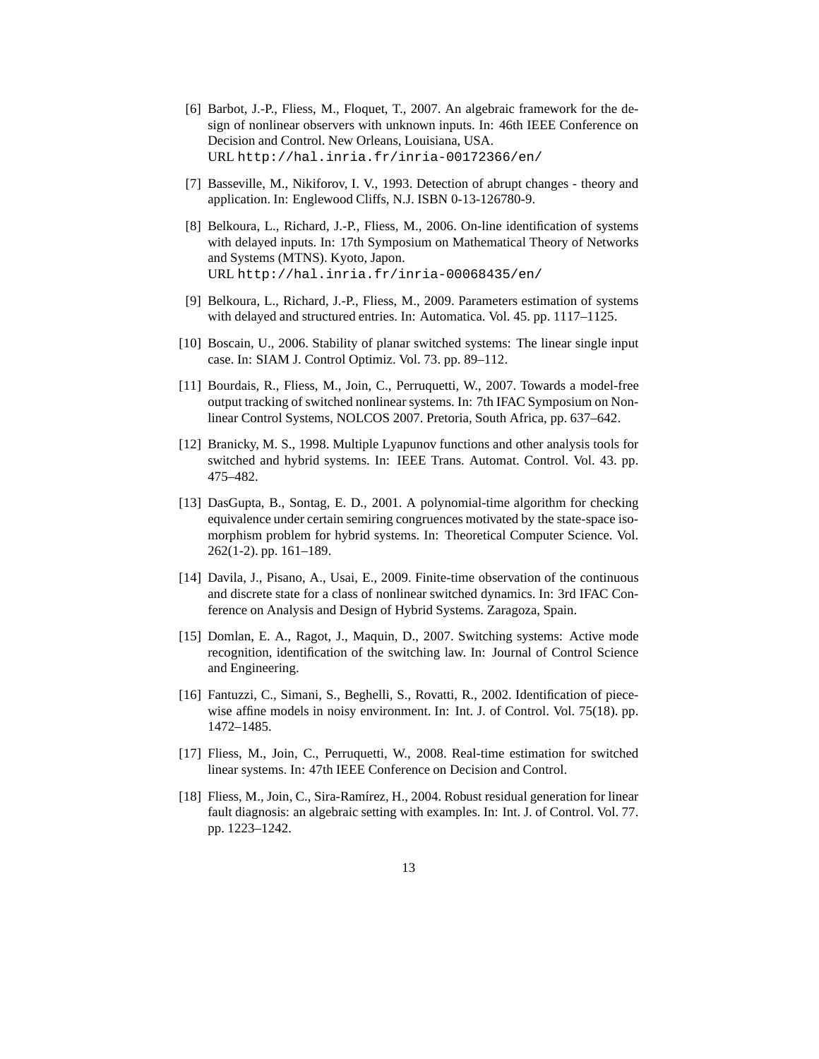[6] Barbot, J.-P., Fliess, M., Floquet, T., 2007. An algebraic framework for the design of nonlinear observers with unknown inputs. In: 46th IEEE Conference on Decision and Control. New Orleans, Louisiana, USA.
URL http://hal.inria.fr/inria-00172366/en/

[7] Basseville, M., Nikiforov, I. V., 1993. Detection of abrupt changes - theory and application. In: Englewood Cliffs, N.J. ISBN 0-13-126780-9.

[8] Belkoura, L., Richard, J.-P., Fliess, M., 2006. On-line identification of systems with delayed inputs. In: 17th Symposium on Mathematical Theory of Networks and Systems (MTNS). Kyoto, Japon.
URL http://hal.inria.fr/inria-00068435/en/

[9] Belkoura, L., Richard, J.-P., Fliess, M., 2009. Parameters estimation of systems with delayed and structured entries. In: Automatica. Vol. 45. pp. 1117–1125.

[10] Boscain, U., 2006. Stability of planar switched systems: The linear single input case. In: SIAM J. Control Optimiz. Vol. 73. pp. 89–112.

[11] Bourdais, R., Fliess, M., Join, C., Perruquetti, W., 2007. Towards a model-free output tracking of switched nonlinear systems. In: 7th IFAC Symposium on Nonlinear Control Systems, NOLCOS 2007. Pretoria, South Africa, pp. 637–642.

[12] Branicky, M. S., 1998. Multiple Lyapunov functions and other analysis tools for switched and hybrid systems. In: IEEE Trans. Automat. Control. Vol. 43. pp. 475–482.

[13] DasGupta, B., Sontag, E. D., 2001. A polynomial-time algorithm for checking equivalence under certain semiring congruences motivated by the state-space isomorphism problem for hybrid systems. In: Theoretical Computer Science. Vol. 262(1-2). pp. 161–189.

[14] Davila, J., Pisano, A., Usai, E., 2009. Finite-time observation of the continuous and discrete state for a class of nonlinear switched dynamics. In: 3rd IFAC Conference on Analysis and Design of Hybrid Systems. Zaragoza, Spain.

[15] Domlan, E. A., Ragot, J., Maquin, D., 2007. Switching systems: Active mode recognition, identification of the switching law. In: Journal of Control Science and Engineering.

[16] Fantuzzi, C., Simani, S., Beghelli, S., Rovatti, R., 2002. Identification of piecewise affine models in noisy environment. In: Int. J. of Control. Vol. 75(18). pp. 1472–1485.

[17] Fliess, M., Join, C., Perruquetti, W., 2008. Real-time estimation for switched linear systems. In: 47th IEEE Conference on Decision and Control.

[18] Fliess, M., Join, C., Sira-Ramírez, H., 2004. Robust residual generation for linear fault diagnosis: an algebraic setting with examples. In: Int. J. of Control. Vol. 77. pp. 1223–1242.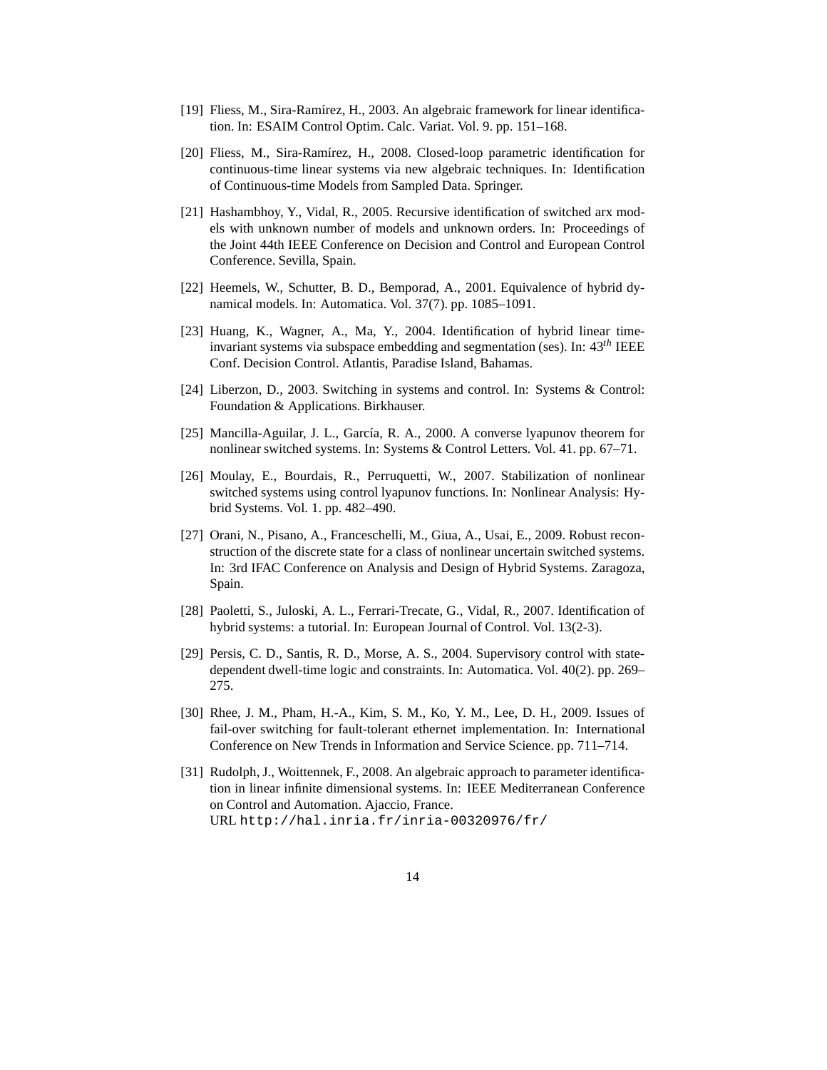[19] Fliess, M., Sira-Ramírez, H., 2003. An algebraic framework for linear identification. In: ESAIM Control Optim. Calc. Variat. Vol. 9. pp. 151–168.

[20] Fliess, M., Sira-Ramírez, H., 2008. Closed-loop parametric identification for continuous-time linear systems via new algebraic techniques. In: Identification of Continuous-time Models from Sampled Data. Springer.

[21] Hashambhoy, Y., Vidal, R., 2005. Recursive identification of switched arx models with unknown number of models and unknown orders. In: Proceedings of the Joint 44th IEEE Conference on Decision and Control and European Control Conference. Sevilla, Spain.

[22] Heemels, W., Schutter, B. D., Bemporad, A., 2001. Equivalence of hybrid dynamical models. In: Automatica. Vol. 37(7). pp. 1085–1091.

[23] Huang, K., Wagner, A., Ma, Y., 2004. Identification of hybrid linear time-invariant systems via subspace embedding and segmentation (ses). In: $43^{th}$ IEEE Conf. Decision Control. Atlantis, Paradise Island, Bahamas.

[24] Liberzon, D., 2003. Switching in systems and control. In: Systems & Control: Foundation & Applications. Birkhauser.

[25] Mancilla-Aguilar, J. L., García, R. A., 2000. A converse lyapunov theorem for nonlinear switched systems. In: Systems & Control Letters. Vol. 41. pp. 67–71.

[26] Moulay, E., Bourdais, R., Perruquetti, W., 2007. Stabilization of nonlinear switched systems using control lyapunov functions. In: Nonlinear Analysis: Hybrid Systems. Vol. 1. pp. 482–490.

[27] Orani, N., Pisano, A., Franceschelli, M., Giua, A., Usai, E., 2009. Robust reconstruction of the discrete state for a class of nonlinear uncertain switched systems. In: 3rd IFAC Conference on Analysis and Design of Hybrid Systems. Zaragoza, Spain.

[28] Paoletti, S., Juloski, A. L., Ferrari-Trecate, G., Vidal, R., 2007. Identification of hybrid systems: a tutorial. In: European Journal of Control. Vol. 13(2-3).

[29] Persis, C. D., Santis, R. D., Morse, A. S., 2004. Supervisory control with state-dependent dwell-time logic and constraints. In: Automatica. Vol. 40(2). pp. 269–275.

[30] Rhee, J. M., Pham, H.-A., Kim, S. M., Ko, Y. M., Lee, D. H., 2009. Issues of fail-over switching for fault-tolerant ethernet implementation. In: International Conference on New Trends in Information and Service Science. pp. 711–714.

[31] Rudolph, J., Woittennek, F., 2008. An algebraic approach to parameter identification in linear infinite dimensional systems. In: IEEE Mediterranean Conference on Control and Automation. Ajaccio, France.
URL http://hal.inria.fr/inria-00320976/fr/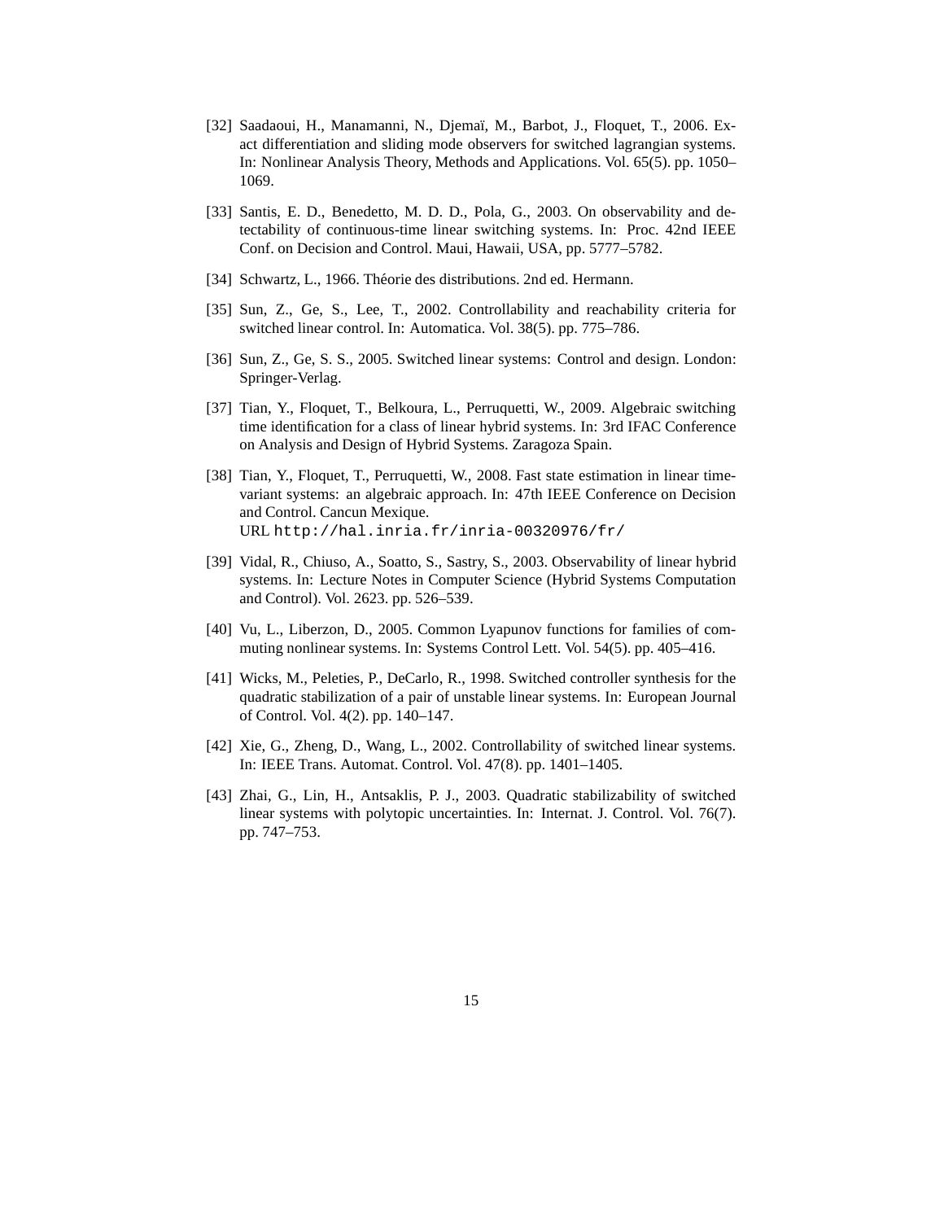[32] Saadaoui, H., Manamanni, N., Djemaï, M., Barbot, J., Floquet, T., 2006. Exact differentiation and sliding mode observers for switched lagrangian systems. In: Nonlinear Analysis Theory, Methods and Applications. Vol. 65(5). pp. 1050–1069.

[33] Santis, E. D., Benedetto, M. D. D., Pola, G., 2003. On observability and detectability of continuous-time linear switching systems. In: Proc. 42nd IEEE Conf. on Decision and Control. Maui, Hawaii, USA, pp. 5777–5782.

[34] Schwartz, L., 1966. Théorie des distributions. 2nd ed. Hermann.

[35] Sun, Z., Ge, S., Lee, T., 2002. Controllability and reachability criteria for switched linear control. In: Automatica. Vol. 38(5). pp. 775–786.

[36] Sun, Z., Ge, S. S., 2005. Switched linear systems: Control and design. London: Springer-Verlag.

[37] Tian, Y., Floquet, T., Belkoura, L., Perruquetti, W., 2009. Algebraic switching time identification for a class of linear hybrid systems. In: 3rd IFAC Conference on Analysis and Design of Hybrid Systems. Zaragoza Spain.

[38] Tian, Y., Floquet, T., Perruquetti, W., 2008. Fast state estimation in linear time-variant systems: an algebraic approach. In: 47th IEEE Conference on Decision and Control. Cancun Mexique.
URL http://hal.inria.fr/inria-00320976/fr/

[39] Vidal, R., Chiuso, A., Soatto, S., Sastry, S., 2003. Observability of linear hybrid systems. In: Lecture Notes in Computer Science (Hybrid Systems Computation and Control). Vol. 2623. pp. 526–539.

[40] Vu, L., Liberzon, D., 2005. Common Lyapunov functions for families of commuting nonlinear systems. In: Systems Control Lett. Vol. 54(5). pp. 405–416.

[41] Wicks, M., Peleties, P., DeCarlo, R., 1998. Switched controller synthesis for the quadratic stabilization of a pair of unstable linear systems. In: European Journal of Control. Vol. 4(2). pp. 140–147.

[42] Xie, G., Zheng, D., Wang, L., 2002. Controllability of switched linear systems. In: IEEE Trans. Automat. Control. Vol. 47(8). pp. 1401–1405.

[43] Zhai, G., Lin, H., Antsaklis, P. J., 2003. Quadratic stabilizability of switched linear systems with polytopic uncertainties. In: Internat. J. Control. Vol. 76(7). pp. 747–753.